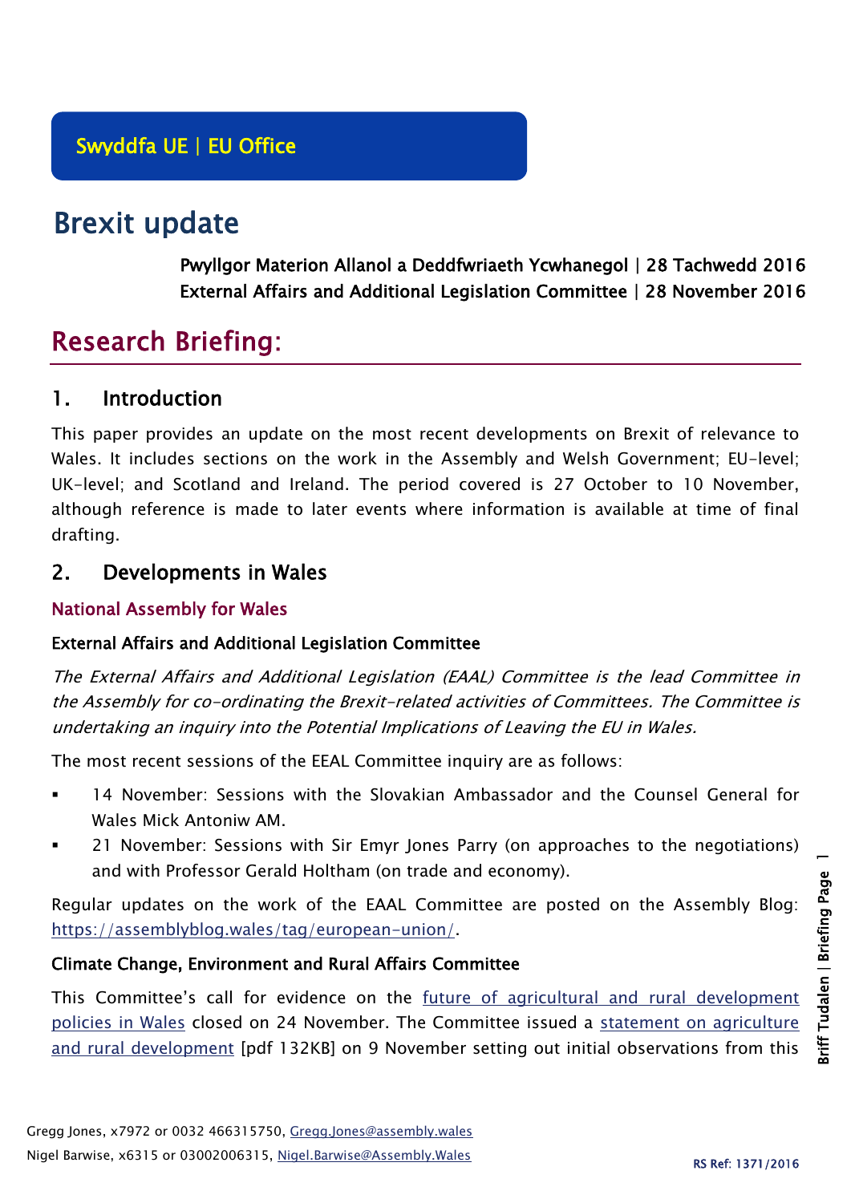Swyddfa UE | EU Office

# Brexit update

**Pwyllgor Materion Allanol a Deddfwriaeth Ycwhanegol | 28 Tachwedd 2016**
**External Affairs and Additional Legislation Committee | 28 November 2016**

# Research Briefing:

## 1. Introduction

This paper provides an update on the most recent developments on Brexit of relevance to Wales. It includes sections on the work in the Assembly and Welsh Government; EU-level; UK-level; and Scotland and Ireland. The period covered is 27 October to 10 November, although reference is made to later events where information is available at time of final drafting.

## 2. Developments in Wales

### National Assembly for Wales

#### External Affairs and Additional Legislation Committee

*The External Affairs and Additional Legislation (EAAL) Committee is the lead Committee in the Assembly for co-ordinating the Brexit-related activities of Committees. The Committee is undertaking an inquiry into the Potential Implications of Leaving the EU in Wales.*

The most recent sessions of the EEAL Committee inquiry are as follows:

- 14 November: Sessions with the Slovakian Ambassador and the Counsel General for Wales Mick Antoniw AM.
- 21 November: Sessions with Sir Emyr Jones Parry (on approaches to the negotiations) and with Professor Gerald Holtham (on trade and economy).

Regular updates on the work of the EAAL Committee are posted on the Assembly Blog: https://assemblyblog.wales/tag/european-union/.

#### Climate Change, Environment and Rural Affairs Committee

This Committee's call for evidence on the future of agricultural and rural development policies in Wales closed on 24 November. The Committee issued a statement on agriculture and rural development [pdf 132KB] on 9 November setting out initial observations from this

Gregg Jones, x7972 or 0032 466315750, Gregg.Jones@assembly.wales
Nigel Barwise, x6315 or 03002006315, Nigel.Barwise@Assembly.Wales

RS Ref: 1371/2016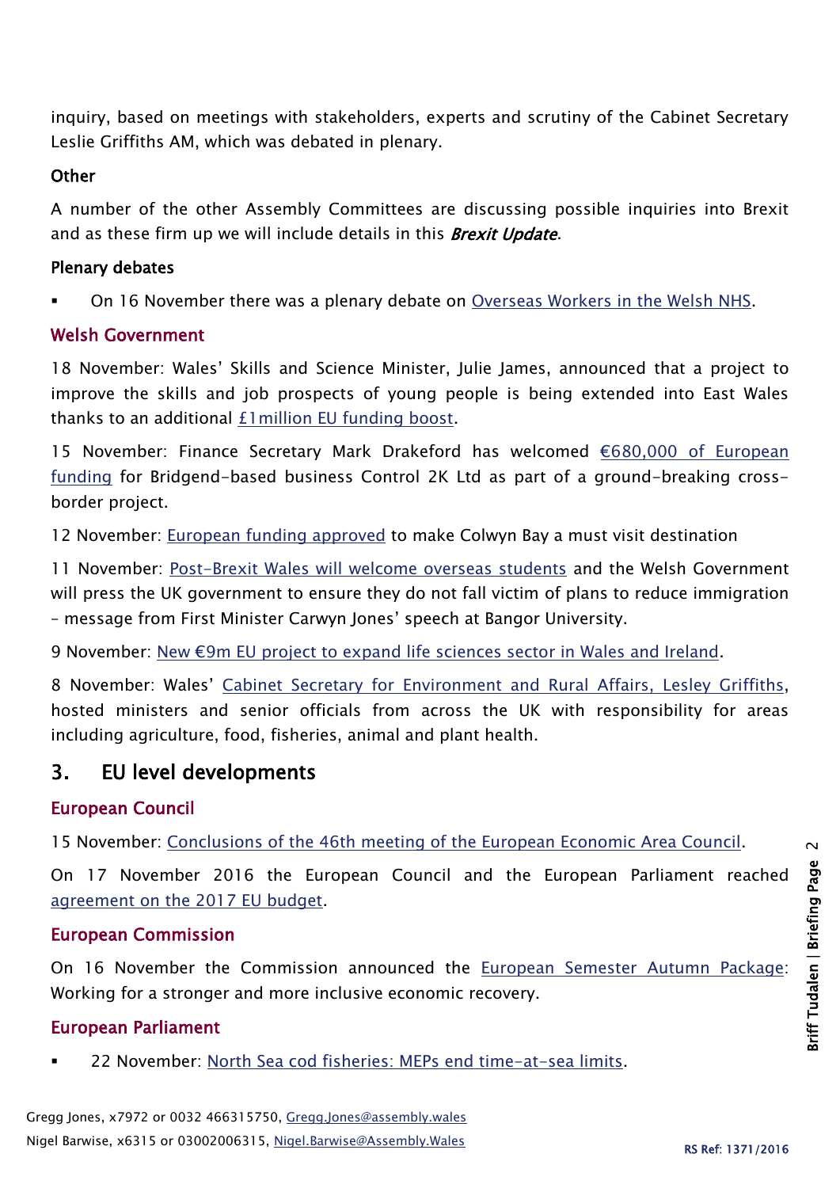inquiry, based on meetings with stakeholders, experts and scrutiny of the Cabinet Secretary Leslie Griffiths AM, which was debated in plenary.

### Other

A number of the other Assembly Committees are discussing possible inquiries into Brexit and as these firm up we will include details in this ***Brexit Update***.

### Plenary debates

- On 16 November there was a plenary debate on Overseas Workers in the Welsh NHS.

### Welsh Government

18 November: Wales' Skills and Science Minister, Julie James, announced that a project to improve the skills and job prospects of young people is being extended into East Wales thanks to an additional £1million EU funding boost.

15 November: Finance Secretary Mark Drakeford has welcomed €680,000 of European funding for Bridgend-based business Control 2K Ltd as part of a ground-breaking cross-border project.

12 November: European funding approved to make Colwyn Bay a must visit destination

11 November: Post-Brexit Wales will welcome overseas students and the Welsh Government will press the UK government to ensure they do not fall victim of plans to reduce immigration – message from First Minister Carwyn Jones' speech at Bangor University.

9 November: New €9m EU project to expand life sciences sector in Wales and Ireland.

8 November: Wales' Cabinet Secretary for Environment and Rural Affairs, Lesley Griffiths, hosted ministers and senior officials from across the UK with responsibility for areas including agriculture, food, fisheries, animal and plant health.

## 3. EU level developments

### European Council

15 November: Conclusions of the 46th meeting of the European Economic Area Council.

On 17 November 2016 the European Council and the European Parliament reached agreement on the 2017 EU budget.

### European Commission

On 16 November the Commission announced the European Semester Autumn Package: Working for a stronger and more inclusive economic recovery.

### European Parliament

- 22 November: North Sea cod fisheries: MEPs end time-at-sea limits.

Gregg Jones, x7972 or 0032 466315750, Gregg.Jones@assembly.wales
Nigel Barwise, x6315 or 03002006315, Nigel.Barwise@Assembly.Wales

RS Ref: 1371/2016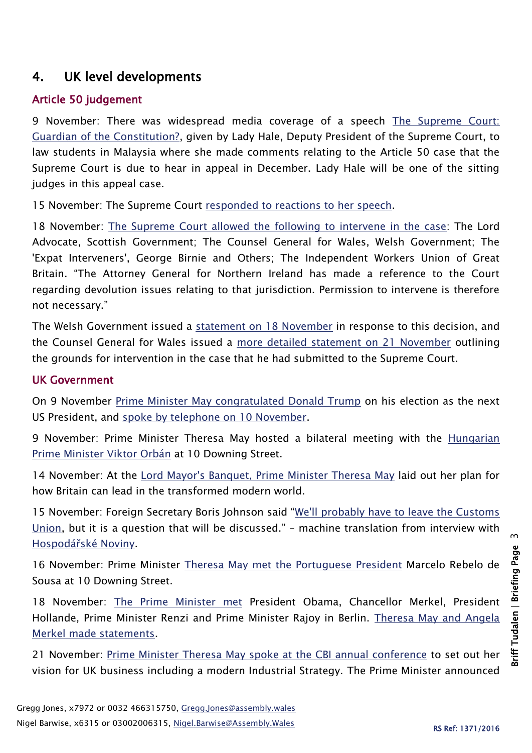## 4. UK level developments

### Article 50 judgement

9 November: There was widespread media coverage of a speech The Supreme Court: Guardian of the Constitution?, given by Lady Hale, Deputy President of the Supreme Court, to law students in Malaysia where she made comments relating to the Article 50 case that the Supreme Court is due to hear in appeal in December. Lady Hale will be one of the sitting judges in this appeal case.

15 November: The Supreme Court responded to reactions to her speech.

18 November: The Supreme Court allowed the following to intervene in the case: The Lord Advocate, Scottish Government; The Counsel General for Wales, Welsh Government; The 'Expat Interveners', George Birnie and Others; The Independent Workers Union of Great Britain. "The Attorney General for Northern Ireland has made a reference to the Court regarding devolution issues relating to that jurisdiction. Permission to intervene is therefore not necessary."

The Welsh Government issued a statement on 18 November in response to this decision, and the Counsel General for Wales issued a more detailed statement on 21 November outlining the grounds for intervention in the case that he had submitted to the Supreme Court.

### UK Government

On 9 November Prime Minister May congratulated Donald Trump on his election as the next US President, and spoke by telephone on 10 November.

9 November: Prime Minister Theresa May hosted a bilateral meeting with the Hungarian Prime Minister Viktor Orbán at 10 Downing Street.

14 November: At the Lord Mayor's Banquet, Prime Minister Theresa May laid out her plan for how Britain can lead in the transformed modern world.

15 November: Foreign Secretary Boris Johnson said "We'll probably have to leave the Customs Union, but it is a question that will be discussed." – machine translation from interview with Hospodářské Noviny.

16 November: Prime Minister Theresa May met the Portuguese President Marcelo Rebelo de Sousa at 10 Downing Street.

18 November: The Prime Minister met President Obama, Chancellor Merkel, President Hollande, Prime Minister Renzi and Prime Minister Rajoy in Berlin. Theresa May and Angela Merkel made statements.

21 November: Prime Minister Theresa May spoke at the CBI annual conference to set out her vision for UK business including a modern Industrial Strategy. The Prime Minister announced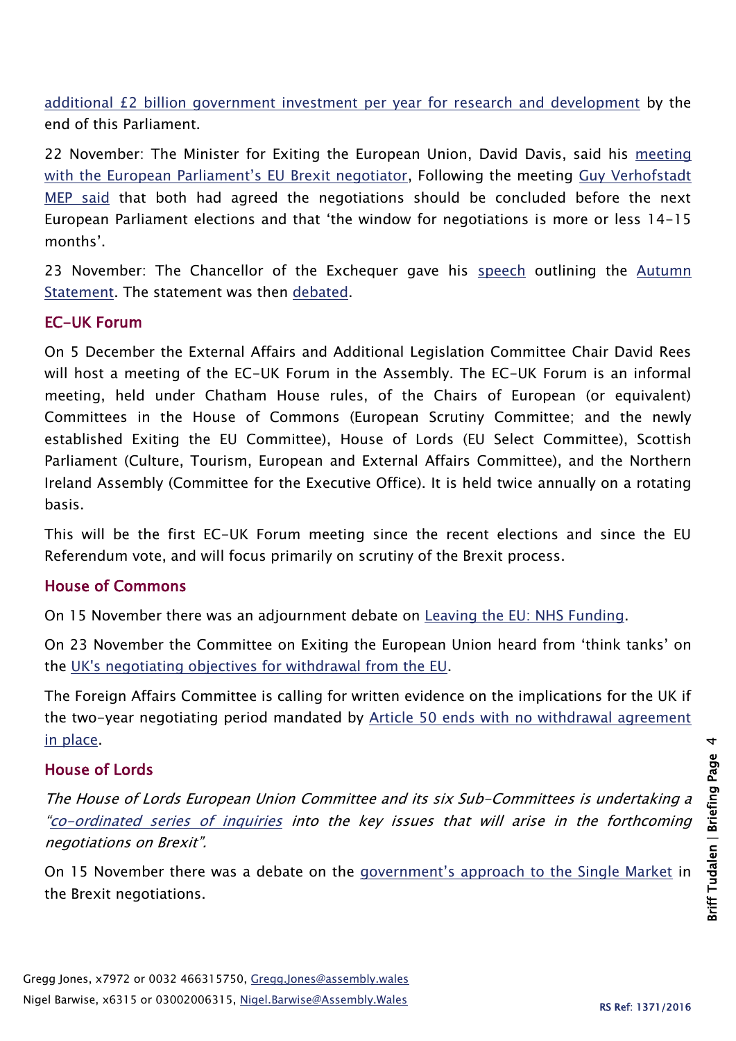additional £2 billion government investment per year for research and development by the end of this Parliament.

22 November: The Minister for Exiting the European Union, David Davis, said his meeting with the European Parliament's EU Brexit negotiator, Following the meeting Guy Verhofstadt MEP said that both had agreed the negotiations should be concluded before the next European Parliament elections and that 'the window for negotiations is more or less 14-15 months'.

23 November: The Chancellor of the Exchequer gave his speech outlining the Autumn Statement. The statement was then debated.

## EC-UK Forum

On 5 December the External Affairs and Additional Legislation Committee Chair David Rees will host a meeting of the EC-UK Forum in the Assembly. The EC-UK Forum is an informal meeting, held under Chatham House rules, of the Chairs of European (or equivalent) Committees in the House of Commons (European Scrutiny Committee; and the newly established Exiting the EU Committee), House of Lords (EU Select Committee), Scottish Parliament (Culture, Tourism, European and External Affairs Committee), and the Northern Ireland Assembly (Committee for the Executive Office). It is held twice annually on a rotating basis.

This will be the first EC-UK Forum meeting since the recent elections and since the EU Referendum vote, and will focus primarily on scrutiny of the Brexit process.

## House of Commons

On 15 November there was an adjournment debate on Leaving the EU: NHS Funding.

On 23 November the Committee on Exiting the European Union heard from 'think tanks' on the UK's negotiating objectives for withdrawal from the EU.

The Foreign Affairs Committee is calling for written evidence on the implications for the UK if the two-year negotiating period mandated by Article 50 ends with no withdrawal agreement in place.

## House of Lords

*The House of Lords European Union Committee and its six Sub-Committees is undertaking a "co-ordinated series of inquiries into the key issues that will arise in the forthcoming negotiations on Brexit".*

On 15 November there was a debate on the government's approach to the Single Market in the Brexit negotiations.

Gregg Jones, x7972 or 0032 466315750, Gregg.Jones@assembly.wales
Nigel Barwise, x6315 or 03002006315, Nigel.Barwise@Assembly.Wales

RS Ref: 1371/2016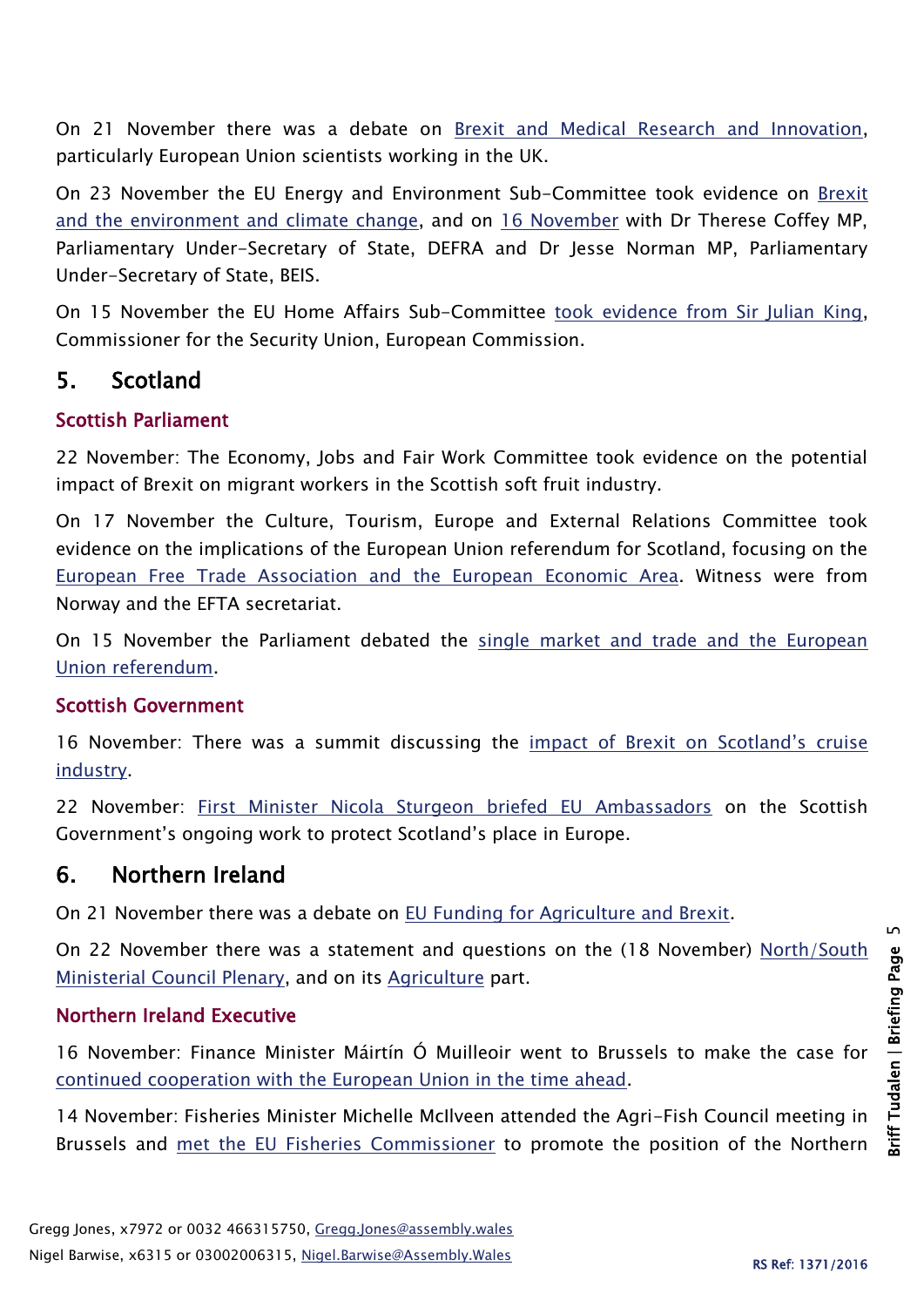On 21 November there was a debate on Brexit and Medical Research and Innovation, particularly European Union scientists working in the UK.

On 23 November the EU Energy and Environment Sub-Committee took evidence on Brexit and the environment and climate change, and on 16 November with Dr Therese Coffey MP, Parliamentary Under-Secretary of State, DEFRA and Dr Jesse Norman MP, Parliamentary Under-Secretary of State, BEIS.

On 15 November the EU Home Affairs Sub-Committee took evidence from Sir Julian King, Commissioner for the Security Union, European Commission.

## 5. Scotland

### Scottish Parliament

22 November: The Economy, Jobs and Fair Work Committee took evidence on the potential impact of Brexit on migrant workers in the Scottish soft fruit industry.

On 17 November the Culture, Tourism, Europe and External Relations Committee took evidence on the implications of the European Union referendum for Scotland, focusing on the European Free Trade Association and the European Economic Area. Witness were from Norway and the EFTA secretariat.

On 15 November the Parliament debated the single market and trade and the European Union referendum.

### Scottish Government

16 November: There was a summit discussing the impact of Brexit on Scotland's cruise industry.

22 November: First Minister Nicola Sturgeon briefed EU Ambassadors on the Scottish Government's ongoing work to protect Scotland's place in Europe.

## 6. Northern Ireland

On 21 November there was a debate on EU Funding for Agriculture and Brexit.

On 22 November there was a statement and questions on the (18 November) North/South Ministerial Council Plenary, and on its Agriculture part.

### Northern Ireland Executive

16 November: Finance Minister Máirtín Ó Muilleoir went to Brussels to make the case for continued cooperation with the European Union in the time ahead.

14 November: Fisheries Minister Michelle McIlveen attended the Agri-Fish Council meeting in Brussels and met the EU Fisheries Commissioner to promote the position of the Northern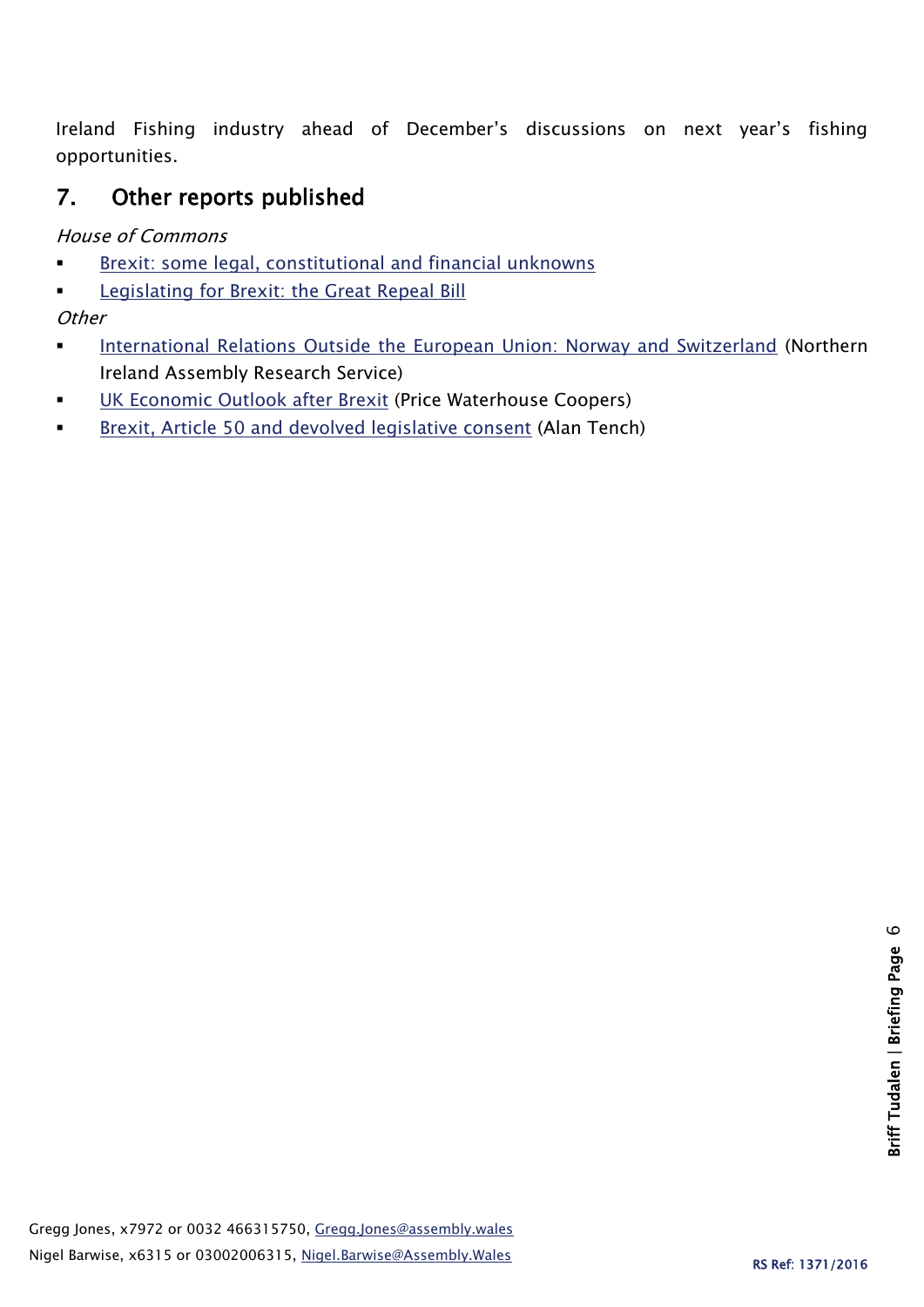Ireland Fishing industry ahead of December's discussions on next year's fishing opportunities.

## 7. Other reports published

*House of Commons*

- Brexit: some legal, constitutional and financial unknowns
- Legislating for Brexit: the Great Repeal Bill

*Other*

- International Relations Outside the European Union: Norway and Switzerland (Northern Ireland Assembly Research Service)
- UK Economic Outlook after Brexit (Price Waterhouse Coopers)
- Brexit, Article 50 and devolved legislative consent (Alan Tench)

Gregg Jones, x7972 or 0032 466315750, Gregg.Jones@assembly.wales

Nigel Barwise, x6315 or 03002006315, Nigel.Barwise@Assembly.Wales

RS Ref: 1371/2016